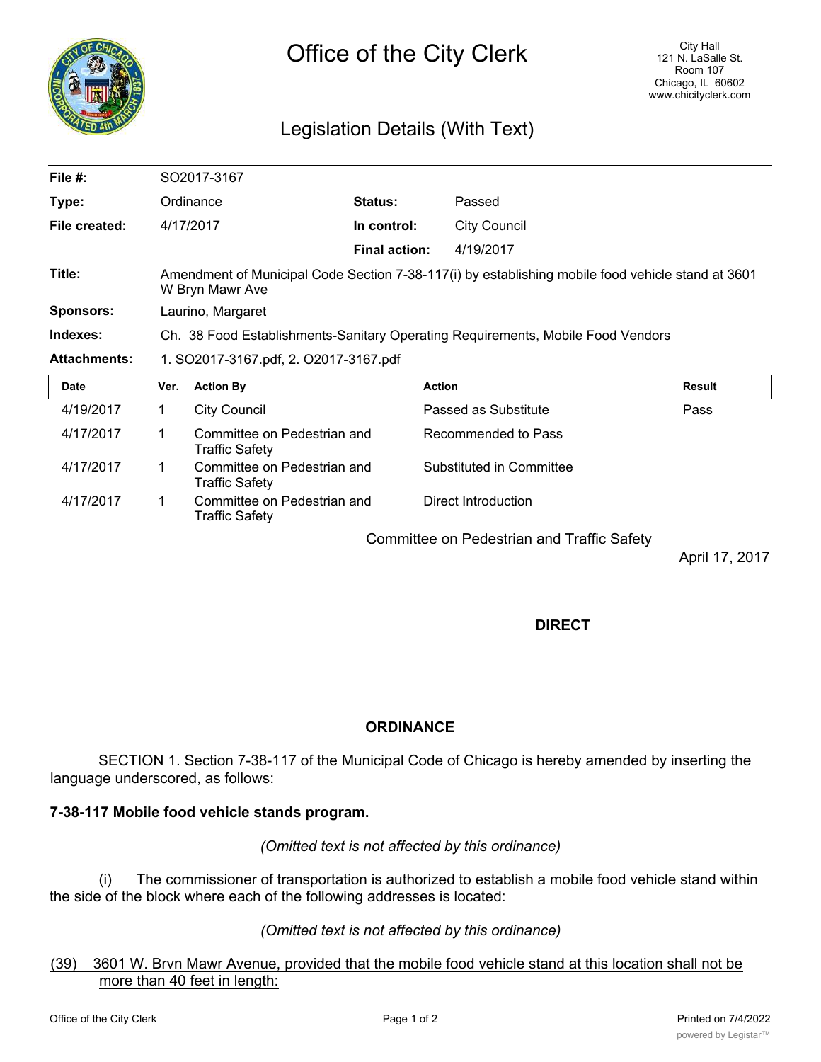# Office of the City Clerk

City Hall
121 N. LaSalle St.
Room 107
Chicago, IL 60602
www.chicityclerk.com

## Legislation Details (With Text)

| | | | |
|---|---|---|---|
| **File #:** | SO2017-3167 | | |
| **Type:** | Ordinance | **Status:** | Passed |
| **File created:** | 4/17/2017 | **In control:** | City Council |
| | | **Final action:** | 4/19/2017 |
| **Title:** | Amendment of Municipal Code Section 7-38-117(i) by establishing mobile food vehicle stand at 3601 W Bryn Mawr Ave | | |
| **Sponsors:** | Laurino, Margaret | | |
| **Indexes:** | Ch. 38 Food Establishments-Sanitary Operating Requirements, Mobile Food Vendors | | |
| **Attachments:** | 1. SO2017-3167.pdf, 2. O2017-3167.pdf | | |

| Date | Ver. | Action By | Action | Result |
|---|---|---|---|---|
| 4/19/2017 | 1 | City Council | Passed as Substitute | Pass |
| 4/17/2017 | 1 | Committee on Pedestrian and Traffic Safety | Recommended to Pass | |
| 4/17/2017 | 1 | Committee on Pedestrian and Traffic Safety | Substituted in Committee | |
| 4/17/2017 | 1 | Committee on Pedestrian and Traffic Safety | Direct Introduction | |

Committee on Pedestrian and Traffic Safety

April 17, 2017

**DIRECT**

**ORDINANCE**

SECTION 1. Section 7-38-117 of the Municipal Code of Chicago is hereby amended by inserting the language underscored, as follows:

**7-38-117 Mobile food vehicle stands program.**

*(Omitted text is not affected by this ordinance)*

(i) The commissioner of transportation is authorized to establish a mobile food vehicle stand within the side of the block where each of the following addresses is located:

*(Omitted text is not affected by this ordinance)*

(39) 3601 W. Brvn Mawr Avenue, provided that the mobile food vehicle stand at this location shall not be more than 40 feet in length: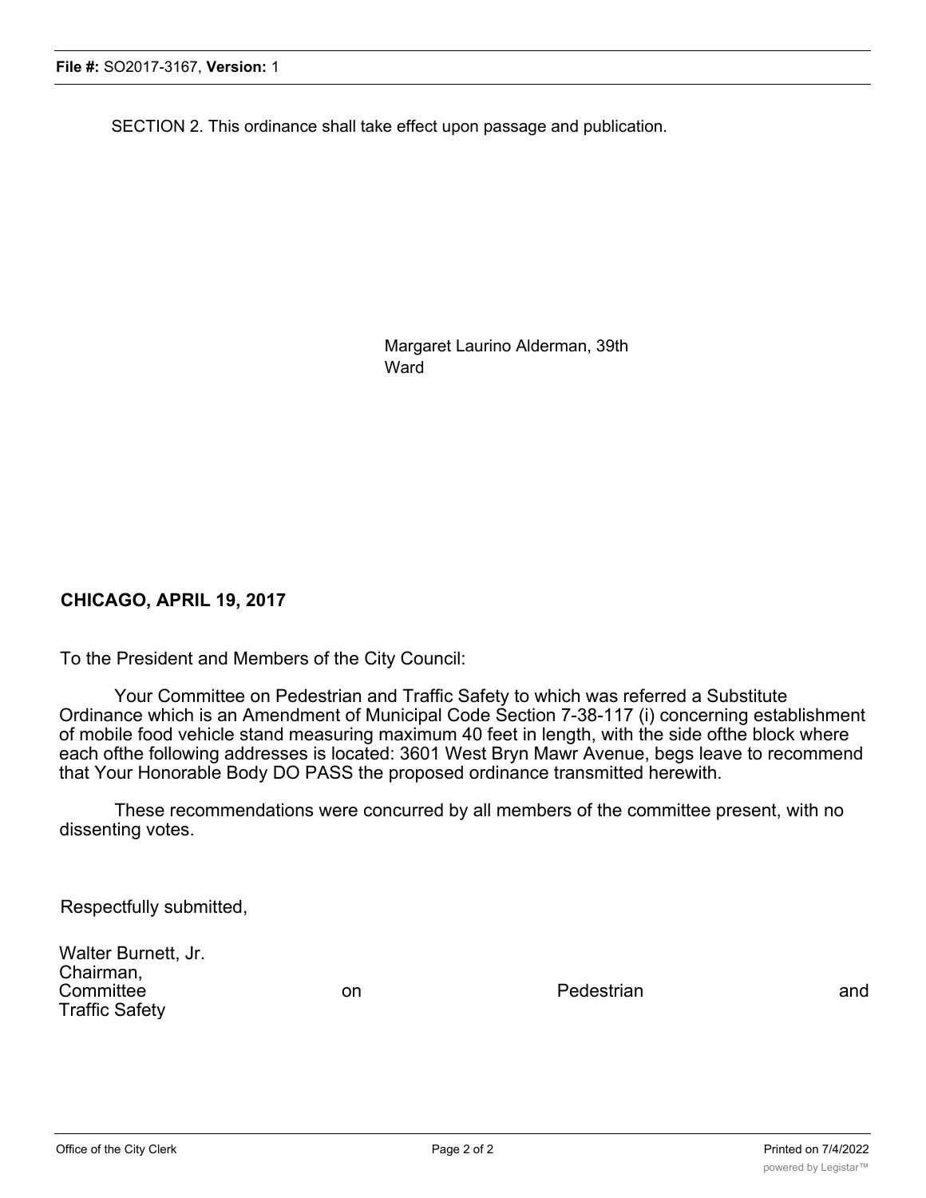SECTION 2. This ordinance shall take effect upon passage and publication.

Margaret Laurino Alderman, 39th Ward

**CHICAGO, APRIL 19, 2017**

To the President and Members of the City Council:

Your Committee on Pedestrian and Traffic Safety to which was referred a Substitute Ordinance which is an Amendment of Municipal Code Section 7-38-117 (i) concerning establishment of mobile food vehicle stand measuring maximum 40 feet in length, with the side ofthe block where each ofthe following addresses is located: 3601 West Bryn Mawr Avenue, begs leave to recommend that Your Honorable Body DO PASS the proposed ordinance transmitted herewith.

These recommendations were concurred by all members of the committee present, with no dissenting votes.

Respectfully submitted,

Walter Burnett, Jr.
Chairman,
Committee on Pedestrian and Traffic Safety